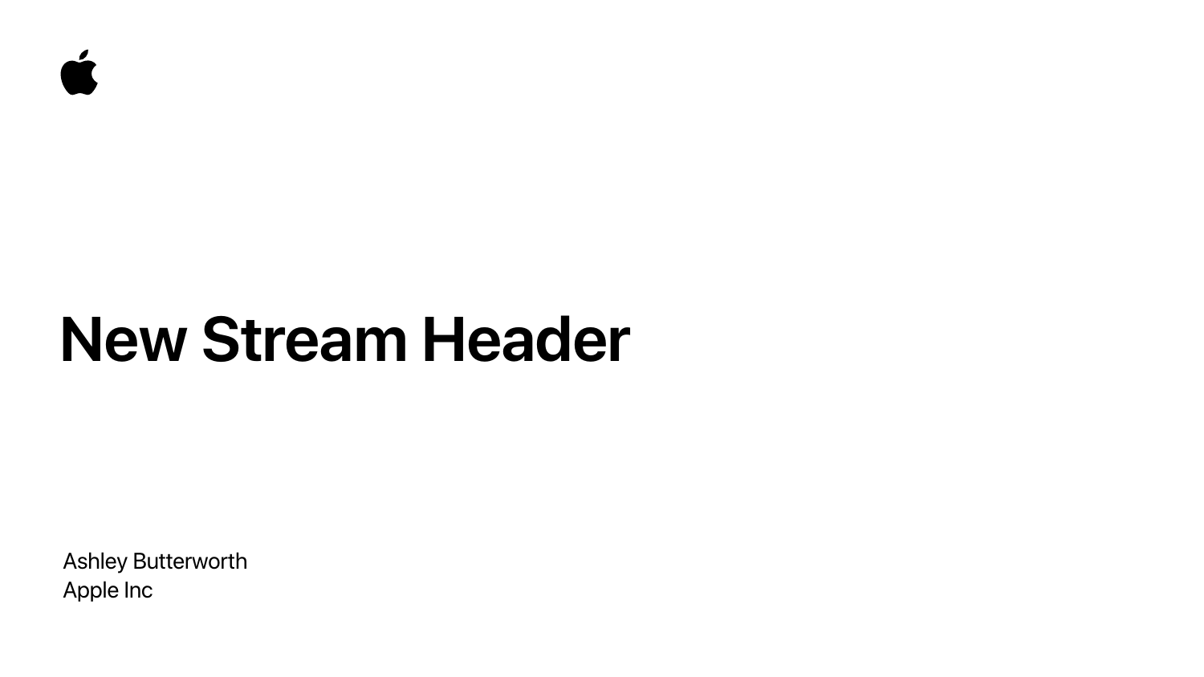# New Stream Header

Ashley Butterworth
Apple Inc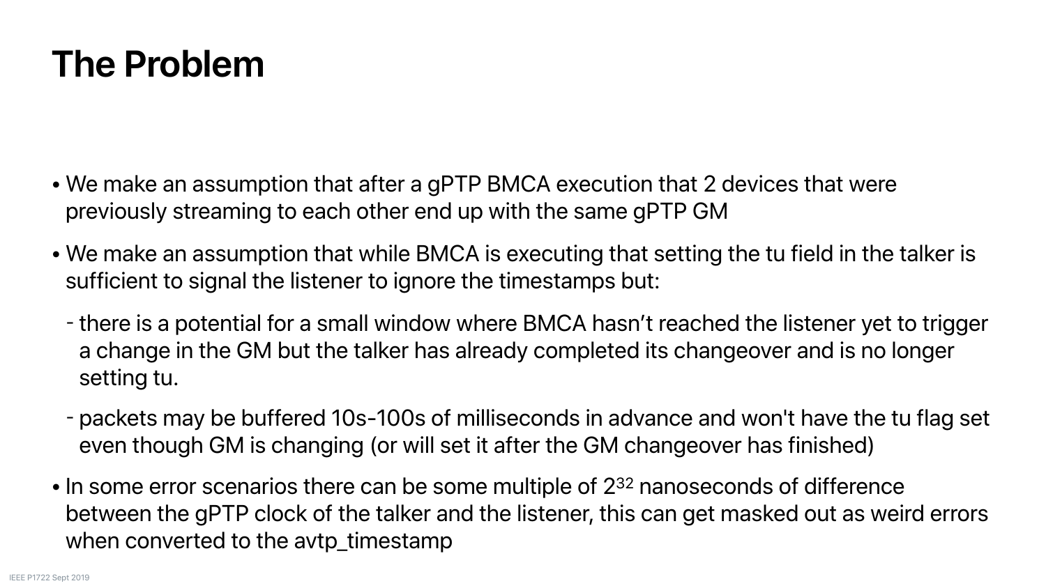# The Problem

- We make an assumption that after a gPTP BMCA execution that 2 devices that were previously streaming to each other end up with the same gPTP GM
- We make an assumption that while BMCA is executing that setting the tu field in the talker is sufficient to signal the listener to ignore the timestamps but:
  - there is a potential for a small window where BMCA hasn’t reached the listener yet to trigger a change in the GM but the talker has already completed its changeover and is no longer setting tu.
  - packets may be buffered 10s-100s of milliseconds in advance and won't have the tu flag set even though GM is changing (or will set it after the GM changeover has finished)
- In some error scenarios there can be some multiple of $2^{32}$ nanoseconds of difference between the gPTP clock of the talker and the listener, this can get masked out as weird errors when converted to the avtp_timestamp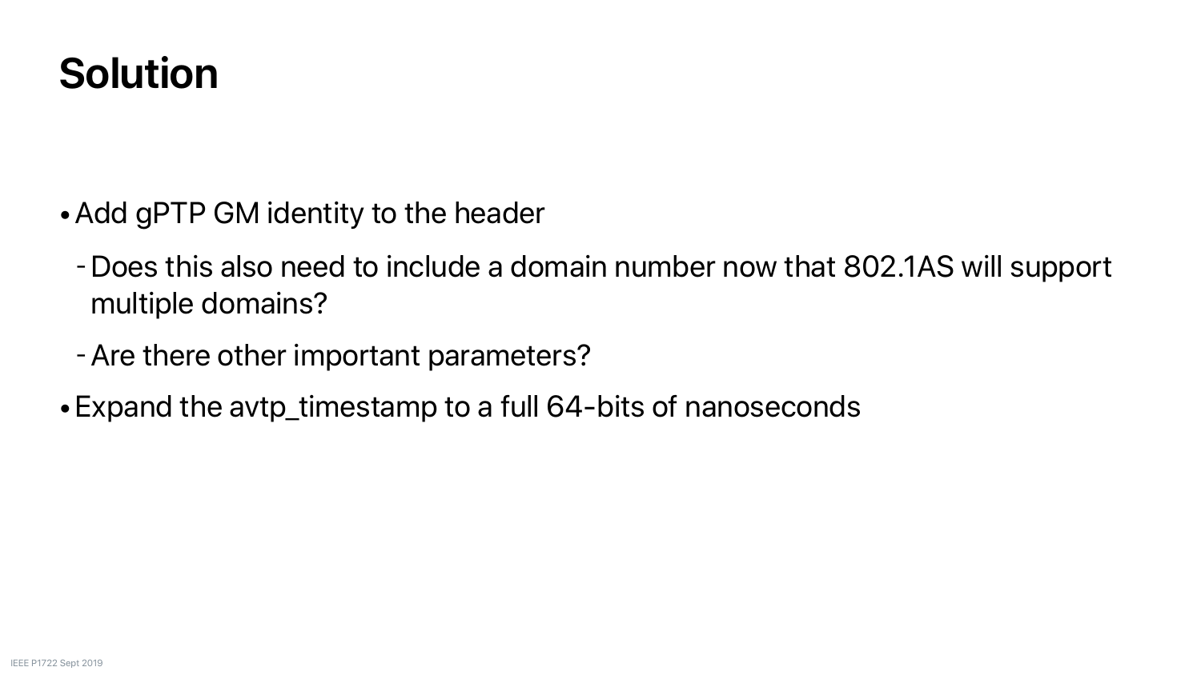# Solution

- Add gPTP GM identity to the header
  - Does this also need to include a domain number now that 802.1AS will support multiple domains?
  - Are there other important parameters?
- Expand the avtp_timestamp to a full 64-bits of nanoseconds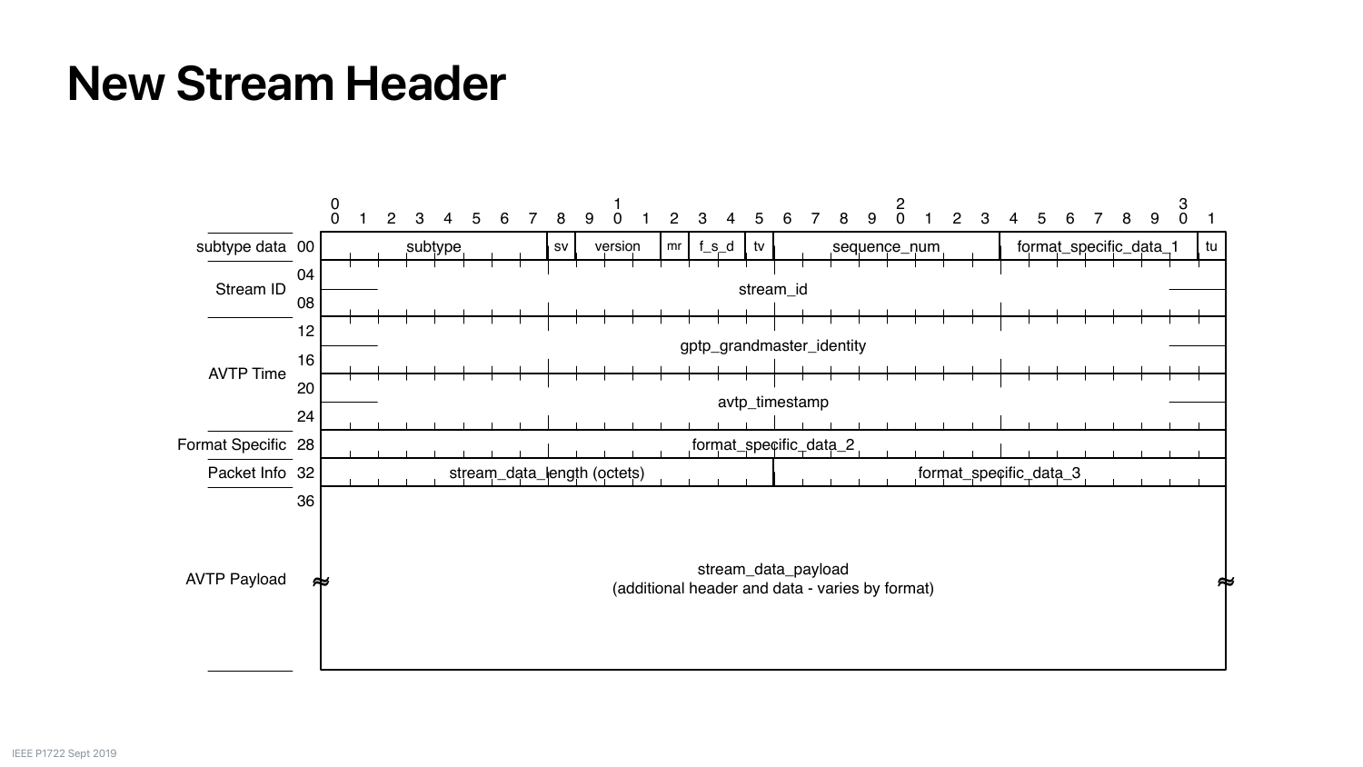# New Stream Header

| Section | Offset | Bits 0–7 | Bit 8 | Bits 9–11 | Bit 12 | Bits 13–14 | Bit 15 | Bits 16–23 | Bits 24–30 | Bit 31 |
|---|---|---|---|---|---|---|---|---|---|---|
| subtype data | 00 | subtype | sv | version | mr | f_s_d | tv | sequence_num | format_specific_data_1 | tu |
| Stream ID | 04–08 | stream_id | | | | | | | | |
| AVTP Time | 12–16 | gptp_grandmaster_identity | | | | | | | | |
| | 20–24 | avtp_timestamp | | | | | | | | |
| Format Specific | 28 | format_specific_data_2 | | | | | | | | |
| Packet Info | 32 | stream_data_length (octets) | | | | | | format_specific_data_3 | | |
| AVTP Payload | 36 | stream_data_payload (additional header and data - varies by format) | | | | | | | | |

IEEE P1722 Sept 2019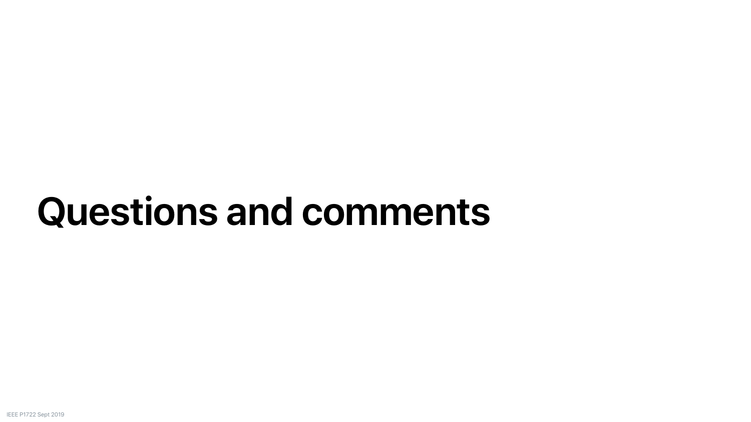# Questions and comments